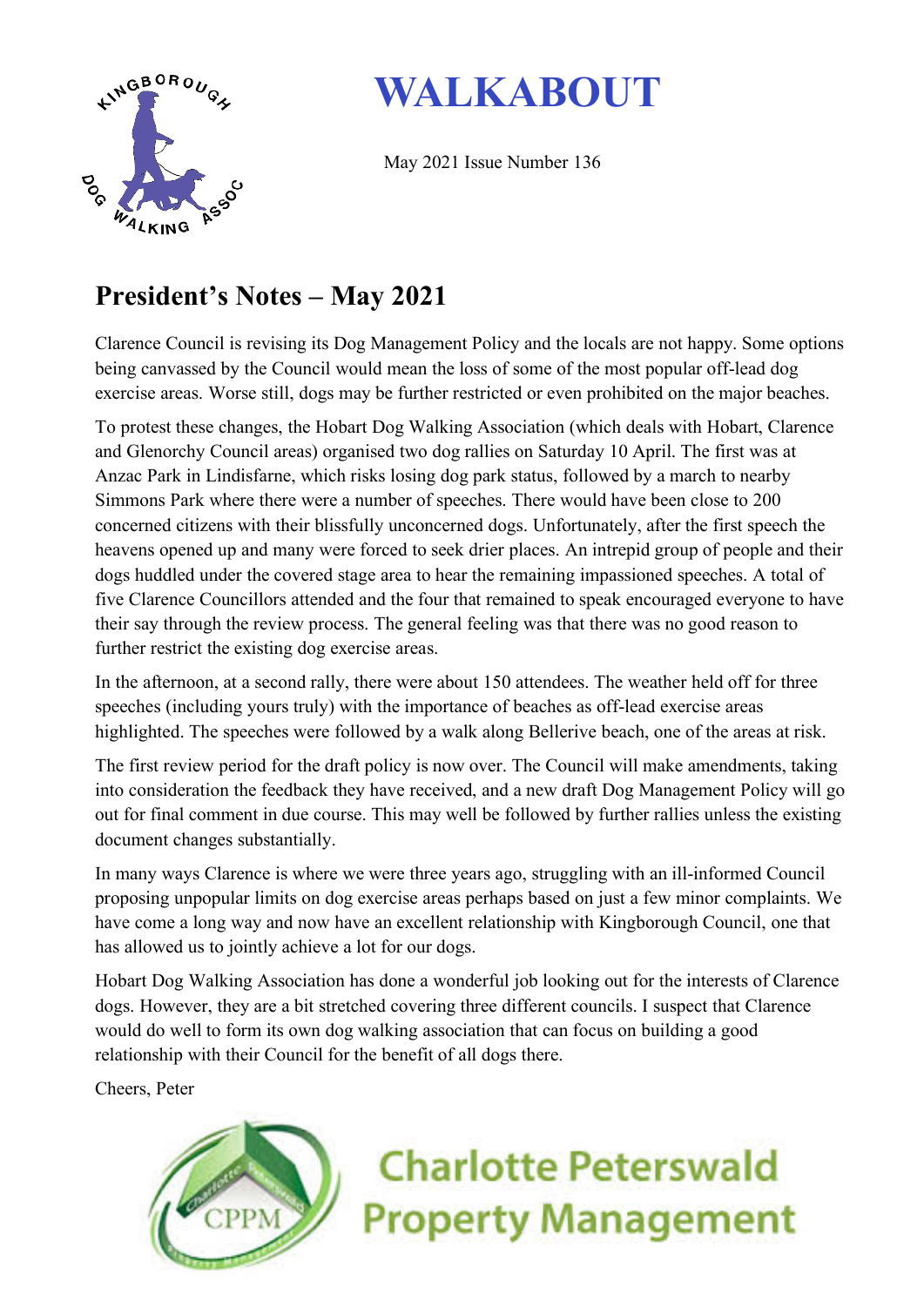# WALKABOUT

May 2021 Issue Number 136

## President's Notes – May 2021

Clarence Council is revising its Dog Management Policy and the locals are not happy. Some options being canvassed by the Council would mean the loss of some of the most popular off-lead dog exercise areas. Worse still, dogs may be further restricted or even prohibited on the major beaches.

To protest these changes, the Hobart Dog Walking Association (which deals with Hobart, Clarence and Glenorchy Council areas) organised two dog rallies on Saturday 10 April. The first was at Anzac Park in Lindisfarne, which risks losing dog park status, followed by a march to nearby Simmons Park where there were a number of speeches. There would have been close to 200 concerned citizens with their blissfully unconcerned dogs. Unfortunately, after the first speech the heavens opened up and many were forced to seek drier places. An intrepid group of people and their dogs huddled under the covered stage area to hear the remaining impassioned speeches. A total of five Clarence Councillors attended and the four that remained to speak encouraged everyone to have their say through the review process. The general feeling was that there was no good reason to further restrict the existing dog exercise areas.

In the afternoon, at a second rally, there were about 150 attendees. The weather held off for three speeches (including yours truly) with the importance of beaches as off-lead exercise areas highlighted. The speeches were followed by a walk along Bellerive beach, one of the areas at risk.

The first review period for the draft policy is now over. The Council will make amendments, taking into consideration the feedback they have received, and a new draft Dog Management Policy will go out for final comment in due course. This may well be followed by further rallies unless the existing document changes substantially.

In many ways Clarence is where we were three years ago, struggling with an ill-informed Council proposing unpopular limits on dog exercise areas perhaps based on just a few minor complaints. We have come a long way and now have an excellent relationship with Kingborough Council, one that has allowed us to jointly achieve a lot for our dogs.

Hobart Dog Walking Association has done a wonderful job looking out for the interests of Clarence dogs. However, they are a bit stretched covering three different councils. I suspect that Clarence would do well to form its own dog walking association that can focus on building a good relationship with their Council for the benefit of all dogs there.

Cheers, Peter

Charlotte Peterswald Property Management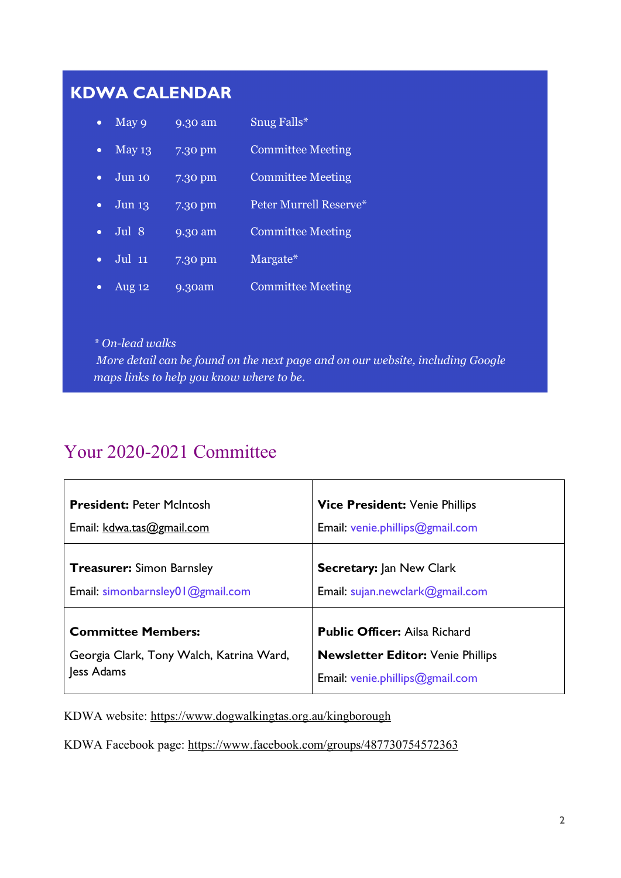## KDWA CALENDAR

- May 9 9.30 am Snug Falls*
- May 13 7.30 pm Committee Meeting
- Jun 10 7.30 pm Committee Meeting
- Jun 13 7.30 pm Peter Murrell Reserve*
- Jul 8 9.30 am Committee Meeting
- Jul 11 7.30 pm Margate*
- Aug 12 9.30am Committee Meeting

*\* On-lead walks*
*More detail can be found on the next page and on our website, including Google maps links to help you know where to be.*

# Your 2020-2021 Committee

| | |
|---|---|
| **President:** Peter McIntosh<br>Email: kdwa.tas@gmail.com | **Vice President:** Venie Phillips<br>Email: venie.phillips@gmail.com |
| **Treasurer:** Simon Barnsley<br>Email: simonbarnsley01@gmail.com | **Secretary:** Jan New Clark<br>Email: sujan.newclark@gmail.com |
| **Committee Members:**<br>Georgia Clark, Tony Walch, Katrina Ward, Jess Adams | **Public Officer:** Ailsa Richard<br>**Newsletter Editor:** Venie Phillips<br>Email: venie.phillips@gmail.com |

KDWA website: https://www.dogwalkingtas.org.au/kingborough

KDWA Facebook page: https://www.facebook.com/groups/487730754572363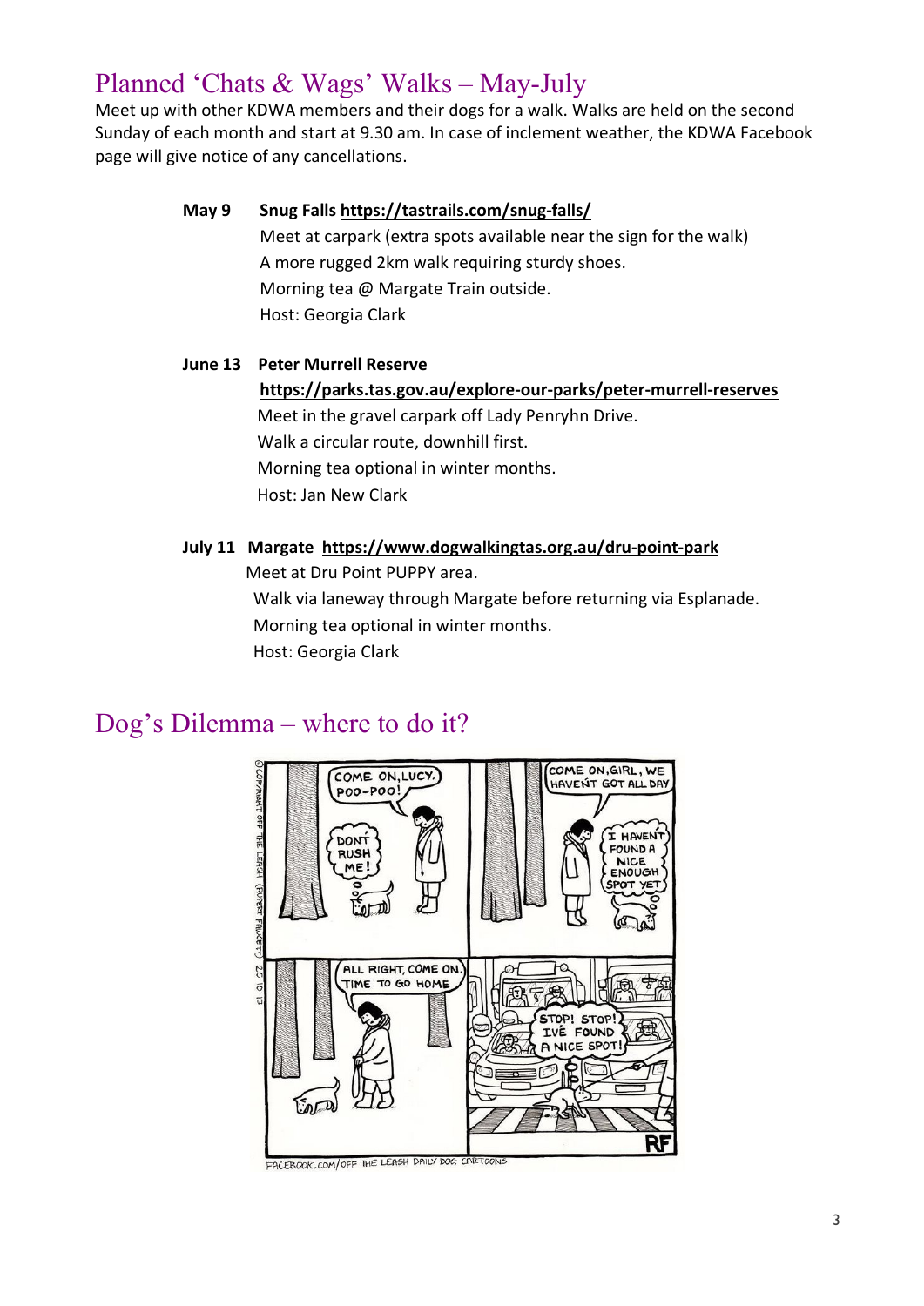# Planned 'Chats & Wags' Walks – May-July

Meet up with other KDWA members and their dogs for a walk. Walks are held on the second Sunday of each month and start at 9.30 am. In case of inclement weather, the KDWA Facebook page will give notice of any cancellations.

**May 9** **Snug Falls** **https://tastrails.com/snug-falls/**
Meet at carpark (extra spots available near the sign for the walk)
A more rugged 2km walk requiring sturdy shoes.
Morning tea @ Margate Train outside.
Host: Georgia Clark

**June 13** **Peter Murrell Reserve**
**https://parks.tas.gov.au/explore-our-parks/peter-murrell-reserves**
Meet in the gravel carpark off Lady Penryhn Drive.
Walk a circular route, downhill first.
Morning tea optional in winter months.
Host: Jan New Clark

**July 11** **Margate** **https://www.dogwalkingtas.org.au/dru-point-park**
Meet at Dru Point PUPPY area.
Walk via laneway through Margate before returning via Esplanade.
Morning tea optional in winter months.
Host: Georgia Clark

# Dog's Dilemma – where to do it?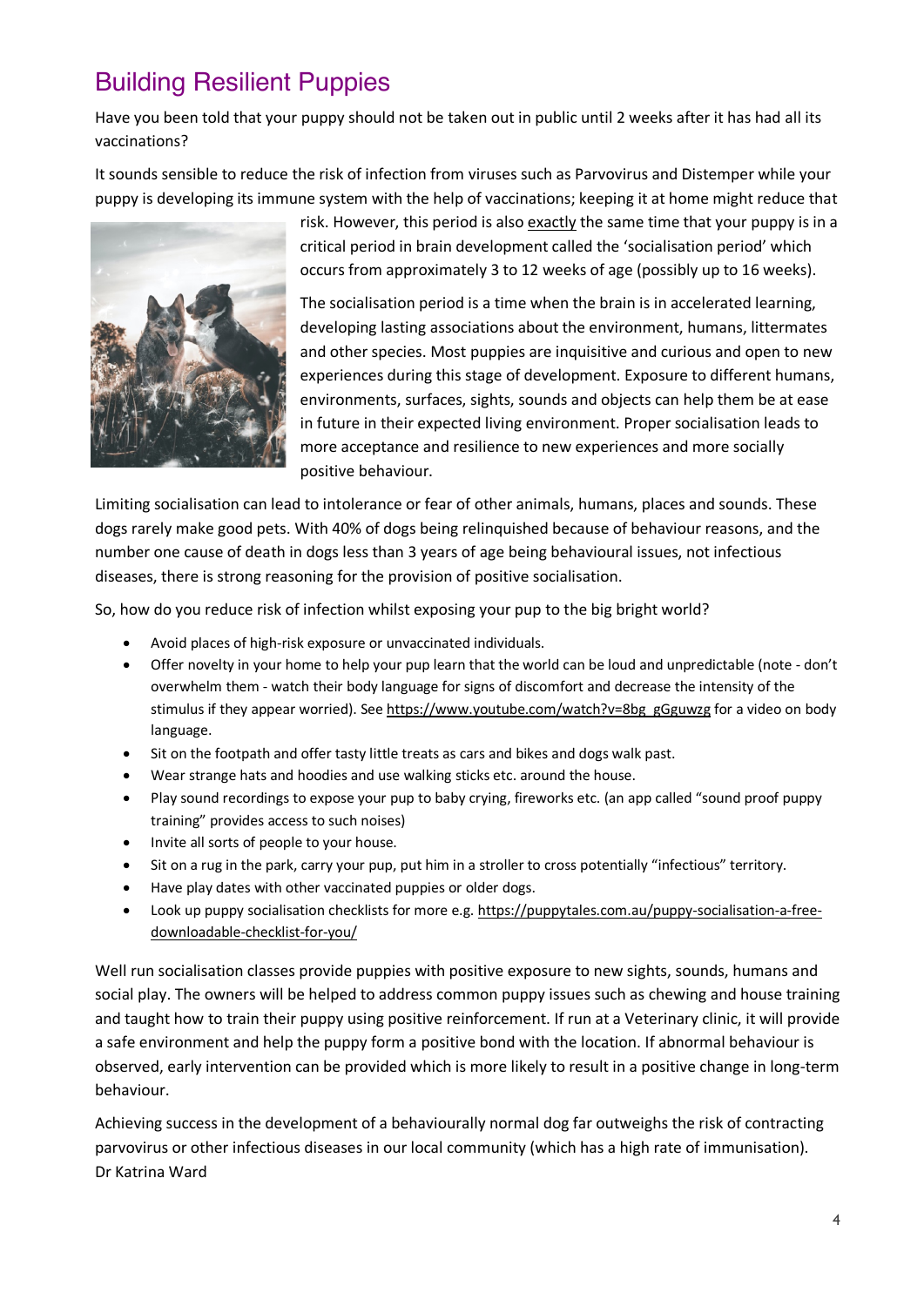# Building Resilient Puppies

Have you been told that your puppy should not be taken out in public until 2 weeks after it has had all its vaccinations?

It sounds sensible to reduce the risk of infection from viruses such as Parvovirus and Distemper while your puppy is developing its immune system with the help of vaccinations; keeping it at home might reduce that risk. However, this period is also exactly the same time that your puppy is in a critical period in brain development called the 'socialisation period' which occurs from approximately 3 to 12 weeks of age (possibly up to 16 weeks).

The socialisation period is a time when the brain is in accelerated learning, developing lasting associations about the environment, humans, littermates and other species. Most puppies are inquisitive and curious and open to new experiences during this stage of development. Exposure to different humans, environments, surfaces, sights, sounds and objects can help them be at ease in future in their expected living environment. Proper socialisation leads to more acceptance and resilience to new experiences and more socially positive behaviour.

Limiting socialisation can lead to intolerance or fear of other animals, humans, places and sounds. These dogs rarely make good pets. With 40% of dogs being relinquished because of behaviour reasons, and the number one cause of death in dogs less than 3 years of age being behavioural issues, not infectious diseases, there is strong reasoning for the provision of positive socialisation.

So, how do you reduce risk of infection whilst exposing your pup to the big bright world?

- Avoid places of high-risk exposure or unvaccinated individuals.
- Offer novelty in your home to help your pup learn that the world can be loud and unpredictable (note - don't overwhelm them - watch their body language for signs of discomfort and decrease the intensity of the stimulus if they appear worried). See https://www.youtube.com/watch?v=8bg_gGguwzg for a video on body language.
- Sit on the footpath and offer tasty little treats as cars and bikes and dogs walk past.
- Wear strange hats and hoodies and use walking sticks etc. around the house.
- Play sound recordings to expose your pup to baby crying, fireworks etc. (an app called "sound proof puppy training" provides access to such noises)
- Invite all sorts of people to your house.
- Sit on a rug in the park, carry your pup, put him in a stroller to cross potentially "infectious" territory.
- Have play dates with other vaccinated puppies or older dogs.
- Look up puppy socialisation checklists for more e.g. https://puppytales.com.au/puppy-socialisation-a-free-downloadable-checklist-for-you/

Well run socialisation classes provide puppies with positive exposure to new sights, sounds, humans and social play. The owners will be helped to address common puppy issues such as chewing and house training and taught how to train their puppy using positive reinforcement. If run at a Veterinary clinic, it will provide a safe environment and help the puppy form a positive bond with the location. If abnormal behaviour is observed, early intervention can be provided which is more likely to result in a positive change in long-term behaviour.

Achieving success in the development of a behaviourally normal dog far outweighs the risk of contracting parvovirus or other infectious diseases in our local community (which has a high rate of immunisation).
Dr Katrina Ward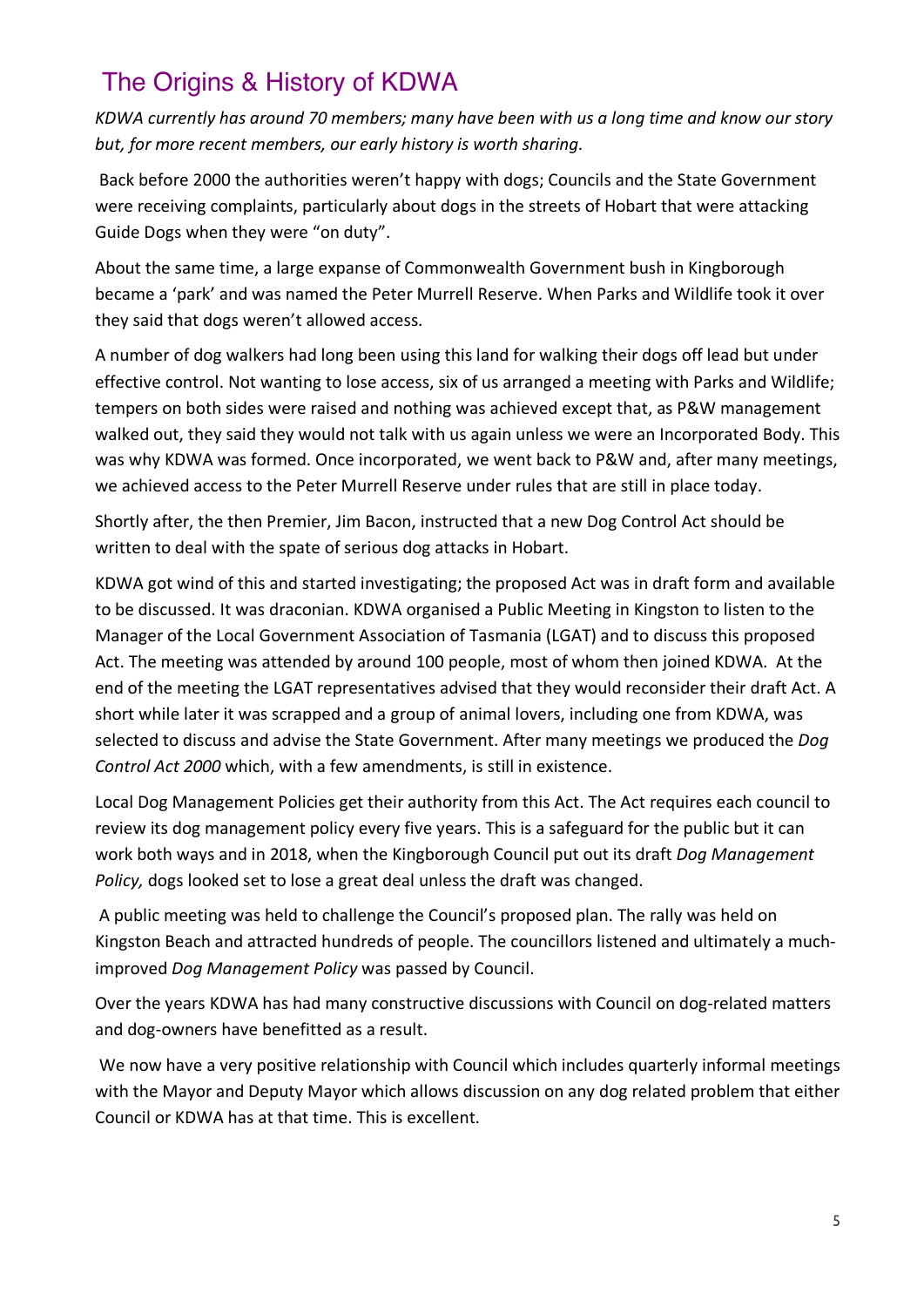# The Origins & History of KDWA

*KDWA currently has around 70 members; many have been with us a long time and know our story but, for more recent members, our early history is worth sharing.*

Back before 2000 the authorities weren't happy with dogs; Councils and the State Government were receiving complaints, particularly about dogs in the streets of Hobart that were attacking Guide Dogs when they were "on duty".

About the same time, a large expanse of Commonwealth Government bush in Kingborough became a 'park' and was named the Peter Murrell Reserve. When Parks and Wildlife took it over they said that dogs weren't allowed access.

A number of dog walkers had long been using this land for walking their dogs off lead but under effective control. Not wanting to lose access, six of us arranged a meeting with Parks and Wildlife; tempers on both sides were raised and nothing was achieved except that, as P&W management walked out, they said they would not talk with us again unless we were an Incorporated Body. This was why KDWA was formed. Once incorporated, we went back to P&W and, after many meetings, we achieved access to the Peter Murrell Reserve under rules that are still in place today.

Shortly after, the then Premier, Jim Bacon, instructed that a new Dog Control Act should be written to deal with the spate of serious dog attacks in Hobart.

KDWA got wind of this and started investigating; the proposed Act was in draft form and available to be discussed. It was draconian. KDWA organised a Public Meeting in Kingston to listen to the Manager of the Local Government Association of Tasmania (LGAT) and to discuss this proposed Act. The meeting was attended by around 100 people, most of whom then joined KDWA. At the end of the meeting the LGAT representatives advised that they would reconsider their draft Act. A short while later it was scrapped and a group of animal lovers, including one from KDWA, was selected to discuss and advise the State Government. After many meetings we produced the *Dog Control Act 2000* which, with a few amendments, is still in existence.

Local Dog Management Policies get their authority from this Act. The Act requires each council to review its dog management policy every five years. This is a safeguard for the public but it can work both ways and in 2018, when the Kingborough Council put out its draft *Dog Management Policy,* dogs looked set to lose a great deal unless the draft was changed.

A public meeting was held to challenge the Council's proposed plan. The rally was held on Kingston Beach and attracted hundreds of people. The councillors listened and ultimately a much-improved *Dog Management Policy* was passed by Council.

Over the years KDWA has had many constructive discussions with Council on dog-related matters and dog-owners have benefitted as a result.

We now have a very positive relationship with Council which includes quarterly informal meetings with the Mayor and Deputy Mayor which allows discussion on any dog related problem that either Council or KDWA has at that time. This is excellent.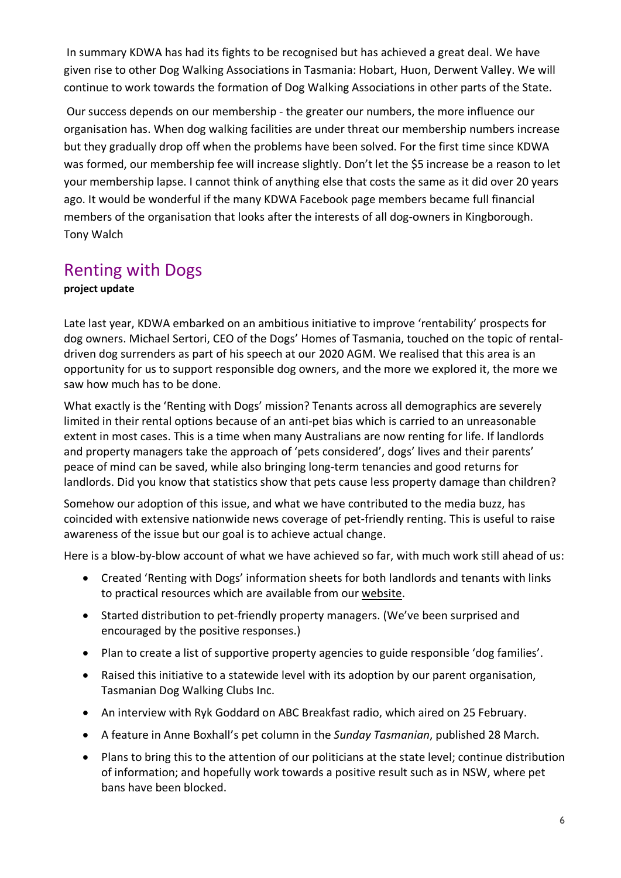In summary KDWA has had its fights to be recognised but has achieved a great deal. We have given rise to other Dog Walking Associations in Tasmania: Hobart, Huon, Derwent Valley. We will continue to work towards the formation of Dog Walking Associations in other parts of the State.

Our success depends on our membership - the greater our numbers, the more influence our organisation has. When dog walking facilities are under threat our membership numbers increase but they gradually drop off when the problems have been solved. For the first time since KDWA was formed, our membership fee will increase slightly. Don't let the $5 increase be a reason to let your membership lapse. I cannot think of anything else that costs the same as it did over 20 years ago. It would be wonderful if the many KDWA Facebook page members became full financial members of the organisation that looks after the interests of all dog-owners in Kingborough.
Tony Walch

## Renting with Dogs

**project update**

Late last year, KDWA embarked on an ambitious initiative to improve 'rentability' prospects for dog owners. Michael Sertori, CEO of the Dogs' Homes of Tasmania, touched on the topic of rental-driven dog surrenders as part of his speech at our 2020 AGM. We realised that this area is an opportunity for us to support responsible dog owners, and the more we explored it, the more we saw how much has to be done.

What exactly is the 'Renting with Dogs' mission? Tenants across all demographics are severely limited in their rental options because of an anti-pet bias which is carried to an unreasonable extent in most cases. This is a time when many Australians are now renting for life. If landlords and property managers take the approach of 'pets considered', dogs' lives and their parents' peace of mind can be saved, while also bringing long-term tenancies and good returns for landlords. Did you know that statistics show that pets cause less property damage than children?

Somehow our adoption of this issue, and what we have contributed to the media buzz, has coincided with extensive nationwide news coverage of pet-friendly renting. This is useful to raise awareness of the issue but our goal is to achieve actual change.

Here is a blow-by-blow account of what we have achieved so far, with much work still ahead of us:

- Created 'Renting with Dogs' information sheets for both landlords and tenants with links to practical resources which are available from our website.
- Started distribution to pet-friendly property managers. (We've been surprised and encouraged by the positive responses.)
- Plan to create a list of supportive property agencies to guide responsible 'dog families'.
- Raised this initiative to a statewide level with its adoption by our parent organisation, Tasmanian Dog Walking Clubs Inc.
- An interview with Ryk Goddard on ABC Breakfast radio, which aired on 25 February.
- A feature in Anne Boxhall's pet column in the *Sunday Tasmanian*, published 28 March.
- Plans to bring this to the attention of our politicians at the state level; continue distribution of information; and hopefully work towards a positive result such as in NSW, where pet bans have been blocked.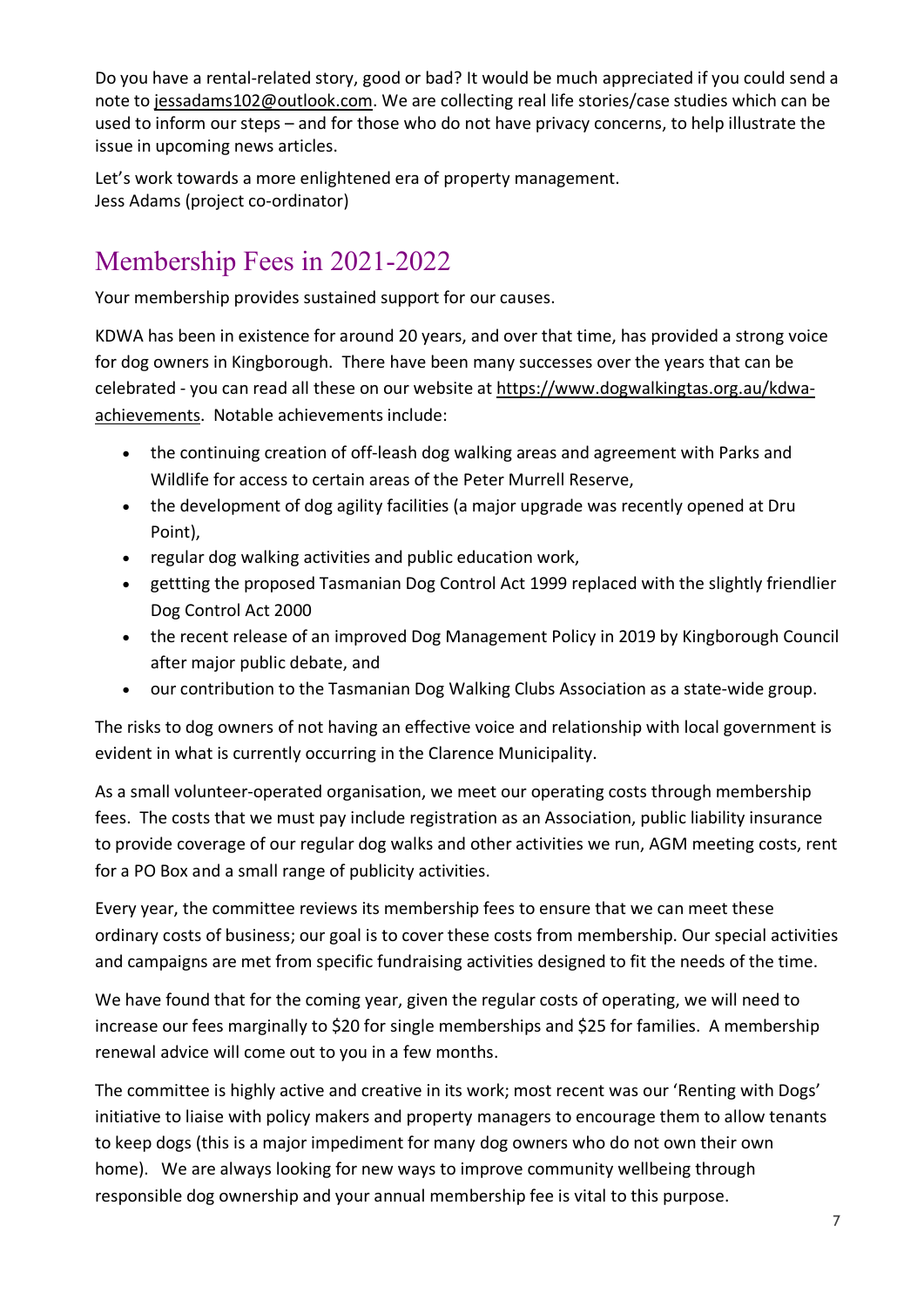Do you have a rental-related story, good or bad? It would be much appreciated if you could send a note to jessadams102@outlook.com. We are collecting real life stories/case studies which can be used to inform our steps – and for those who do not have privacy concerns, to help illustrate the issue in upcoming news articles.

Let's work towards a more enlightened era of property management.
Jess Adams (project co-ordinator)

## Membership Fees in 2021-2022

Your membership provides sustained support for our causes.

KDWA has been in existence for around 20 years, and over that time, has provided a strong voice for dog owners in Kingborough. There have been many successes over the years that can be celebrated - you can read all these on our website at https://www.dogwalkingtas.org.au/kdwa-achievements. Notable achievements include:

- the continuing creation of off-leash dog walking areas and agreement with Parks and Wildlife for access to certain areas of the Peter Murrell Reserve,
- the development of dog agility facilities (a major upgrade was recently opened at Dru Point),
- regular dog walking activities and public education work,
- gettting the proposed Tasmanian Dog Control Act 1999 replaced with the slightly friendlier Dog Control Act 2000
- the recent release of an improved Dog Management Policy in 2019 by Kingborough Council after major public debate, and
- our contribution to the Tasmanian Dog Walking Clubs Association as a state-wide group.

The risks to dog owners of not having an effective voice and relationship with local government is evident in what is currently occurring in the Clarence Municipality.

As a small volunteer-operated organisation, we meet our operating costs through membership fees. The costs that we must pay include registration as an Association, public liability insurance to provide coverage of our regular dog walks and other activities we run, AGM meeting costs, rent for a PO Box and a small range of publicity activities.

Every year, the committee reviews its membership fees to ensure that we can meet these ordinary costs of business; our goal is to cover these costs from membership. Our special activities and campaigns are met from specific fundraising activities designed to fit the needs of the time.

We have found that for the coming year, given the regular costs of operating, we will need to increase our fees marginally to $20 for single memberships and $25 for families. A membership renewal advice will come out to you in a few months.

The committee is highly active and creative in its work; most recent was our 'Renting with Dogs' initiative to liaise with policy makers and property managers to encourage them to allow tenants to keep dogs (this is a major impediment for many dog owners who do not own their own home). We are always looking for new ways to improve community wellbeing through responsible dog ownership and your annual membership fee is vital to this purpose.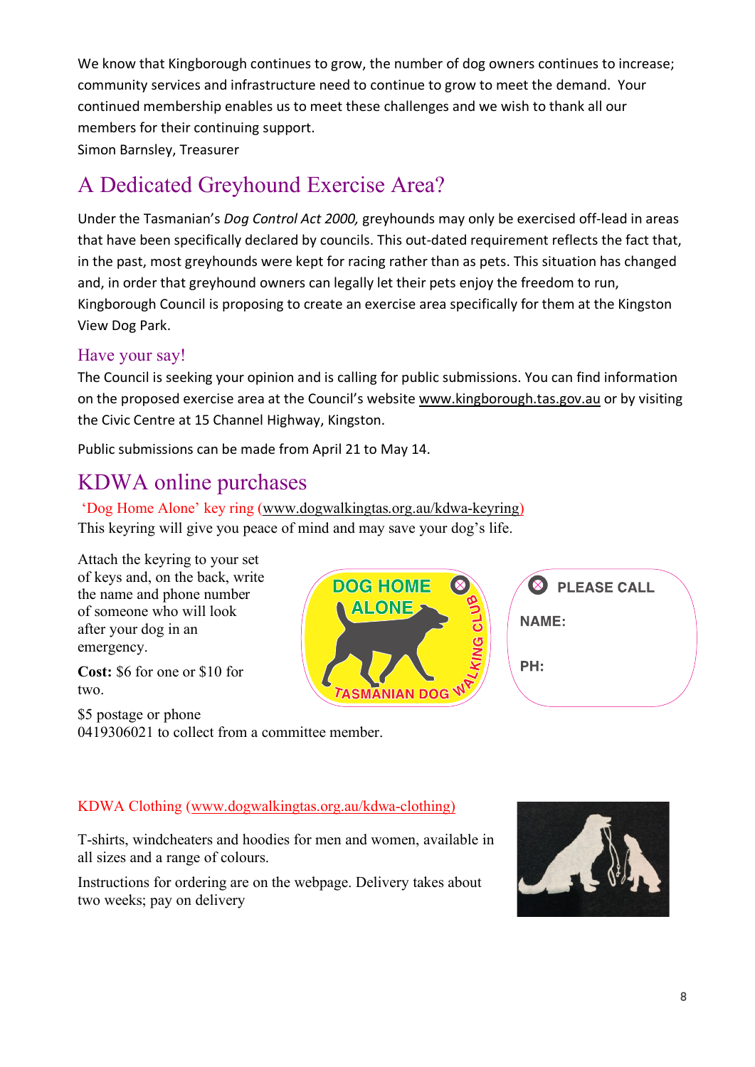We know that Kingborough continues to grow, the number of dog owners continues to increase; community services and infrastructure need to continue to grow to meet the demand. Your continued membership enables us to meet these challenges and we wish to thank all our members for their continuing support.

Simon Barnsley, Treasurer

## A Dedicated Greyhound Exercise Area?

Under the Tasmanian's *Dog Control Act 2000,* greyhounds may only be exercised off-lead in areas that have been specifically declared by councils. This out-dated requirement reflects the fact that, in the past, most greyhounds were kept for racing rather than as pets. This situation has changed and, in order that greyhound owners can legally let their pets enjoy the freedom to run, Kingborough Council is proposing to create an exercise area specifically for them at the Kingston View Dog Park.

### Have your say!

The Council is seeking your opinion and is calling for public submissions. You can find information on the proposed exercise area at the Council's website www.kingborough.tas.gov.au or by visiting the Civic Centre at 15 Channel Highway, Kingston.

Public submissions can be made from April 21 to May 14.

## KDWA online purchases

'Dog Home Alone' key ring (www.dogwalkingtas.org.au/kdwa-keyring)

This keyring will give you peace of mind and may save your dog's life.

Attach the keyring to your set of keys and, on the back, write the name and phone number of someone who will look after your dog in an emergency.

**Cost:** $6 for one or $10 for two.

$5 postage or phone 0419306021 to collect from a committee member.

KDWA Clothing (www.dogwalkingtas.org.au/kdwa-clothing)

T-shirts, windcheaters and hoodies for men and women, available in all sizes and a range of colours.

Instructions for ordering are on the webpage. Delivery takes about two weeks; pay on delivery